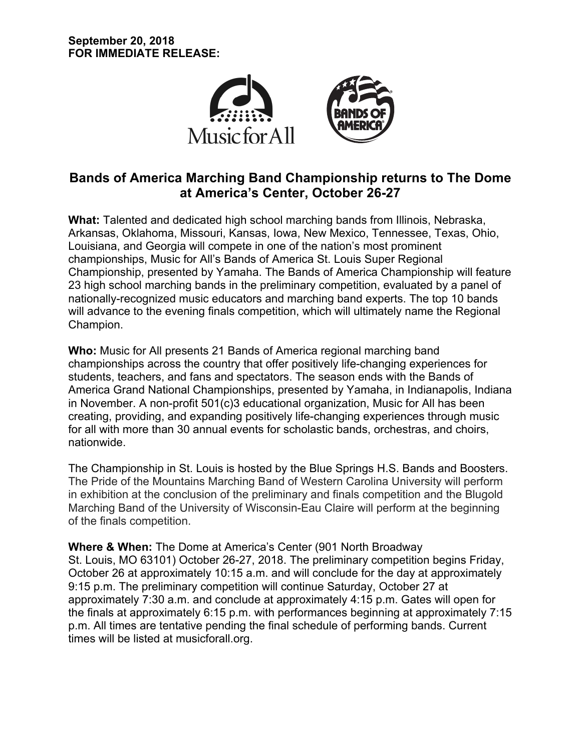**September 20, 2018**
**FOR IMMEDIATE RELEASE:**

## Bands of America Marching Band Championship returns to The Dome at America's Center, October 26-27

**What:** Talented and dedicated high school marching bands from Illinois, Nebraska, Arkansas, Oklahoma, Missouri, Kansas, Iowa, New Mexico, Tennessee, Texas, Ohio, Louisiana, and Georgia will compete in one of the nation's most prominent championships, Music for All's Bands of America St. Louis Super Regional Championship, presented by Yamaha. The Bands of America Championship will feature 23 high school marching bands in the preliminary competition, evaluated by a panel of nationally-recognized music educators and marching band experts. The top 10 bands will advance to the evening finals competition, which will ultimately name the Regional Champion.

**Who:** Music for All presents 21 Bands of America regional marching band championships across the country that offer positively life-changing experiences for students, teachers, and fans and spectators. The season ends with the Bands of America Grand National Championships, presented by Yamaha, in Indianapolis, Indiana in November. A non-profit 501(c)3 educational organization, Music for All has been creating, providing, and expanding positively life-changing experiences through music for all with more than 30 annual events for scholastic bands, orchestras, and choirs, nationwide.

The Championship in St. Louis is hosted by the Blue Springs H.S. Bands and Boosters. The Pride of the Mountains Marching Band of Western Carolina University will perform in exhibition at the conclusion of the preliminary and finals competition and the Blugold Marching Band of the University of Wisconsin-Eau Claire will perform at the beginning of the finals competition.

**Where & When:** The Dome at America's Center (901 North Broadway St. Louis, MO 63101) October 26-27, 2018. The preliminary competition begins Friday, October 26 at approximately 10:15 a.m. and will conclude for the day at approximately 9:15 p.m. The preliminary competition will continue Saturday, October 27 at approximately 7:30 a.m. and conclude at approximately 4:15 p.m. Gates will open for the finals at approximately 6:15 p.m. with performances beginning at approximately 7:15 p.m. All times are tentative pending the final schedule of performing bands. Current times will be listed at musicforall.org.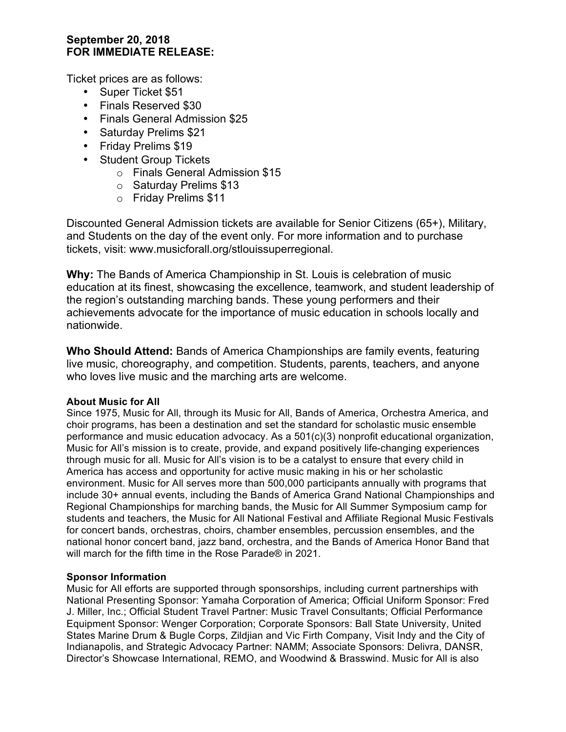**September 20, 2018**
**FOR IMMEDIATE RELEASE:**

Ticket prices are as follows:

- Super Ticket $51
- Finals Reserved $30
- Finals General Admission $25
- Saturday Prelims $21
- Friday Prelims $19
- Student Group Tickets
    - Finals General Admission $15
    - Saturday Prelims $13
    - Friday Prelims $11

Discounted General Admission tickets are available for Senior Citizens (65+), Military, and Students on the day of the event only. For more information and to purchase tickets, visit: www.musicforall.org/stlouissuperregional.

**Why:** The Bands of America Championship in St. Louis is celebration of music education at its finest, showcasing the excellence, teamwork, and student leadership of the region's outstanding marching bands. These young performers and their achievements advocate for the importance of music education in schools locally and nationwide.

**Who Should Attend:** Bands of America Championships are family events, featuring live music, choreography, and competition. Students, parents, teachers, and anyone who loves live music and the marching arts are welcome.

**About Music for All**

Since 1975, Music for All, through its Music for All, Bands of America, Orchestra America, and choir programs, has been a destination and set the standard for scholastic music ensemble performance and music education advocacy. As a 501(c)(3) nonprofit educational organization, Music for All's mission is to create, provide, and expand positively life-changing experiences through music for all. Music for All's vision is to be a catalyst to ensure that every child in America has access and opportunity for active music making in his or her scholastic environment. Music for All serves more than 500,000 participants annually with programs that include 30+ annual events, including the Bands of America Grand National Championships and Regional Championships for marching bands, the Music for All Summer Symposium camp for students and teachers, the Music for All National Festival and Affiliate Regional Music Festivals for concert bands, orchestras, choirs, chamber ensembles, percussion ensembles, and the national honor concert band, jazz band, orchestra, and the Bands of America Honor Band that will march for the fifth time in the Rose Parade® in 2021.

**Sponsor Information**

Music for All efforts are supported through sponsorships, including current partnerships with National Presenting Sponsor: Yamaha Corporation of America; Official Uniform Sponsor: Fred J. Miller, Inc.; Official Student Travel Partner: Music Travel Consultants; Official Performance Equipment Sponsor: Wenger Corporation; Corporate Sponsors: Ball State University, United States Marine Drum & Bugle Corps, Zildjian and Vic Firth Company, Visit Indy and the City of Indianapolis, and Strategic Advocacy Partner: NAMM; Associate Sponsors: Delivra, DANSR, Director's Showcase International, REMO, and Woodwind & Brasswind. Music for All is also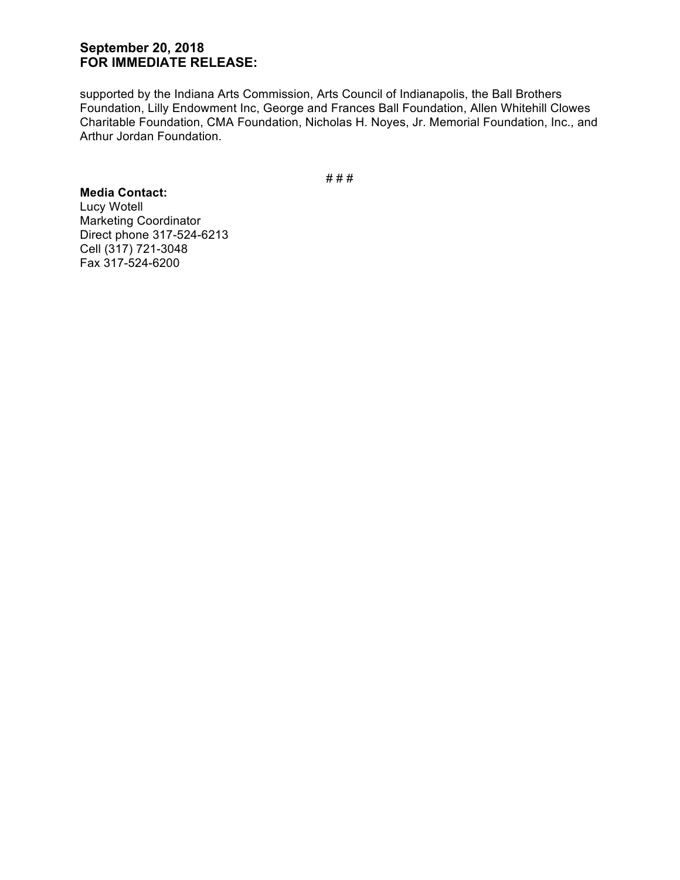**September 20, 2018**
**FOR IMMEDIATE RELEASE:**

supported by the Indiana Arts Commission, Arts Council of Indianapolis, the Ball Brothers Foundation, Lilly Endowment Inc, George and Frances Ball Foundation, Allen Whitehill Clowes Charitable Foundation, CMA Foundation, Nicholas H. Noyes, Jr. Memorial Foundation, Inc., and Arthur Jordan Foundation.

# # #

**Media Contact:**
Lucy Wotell
Marketing Coordinator
Direct phone 317-524-6213
Cell (317) 721-3048
Fax 317-524-6200